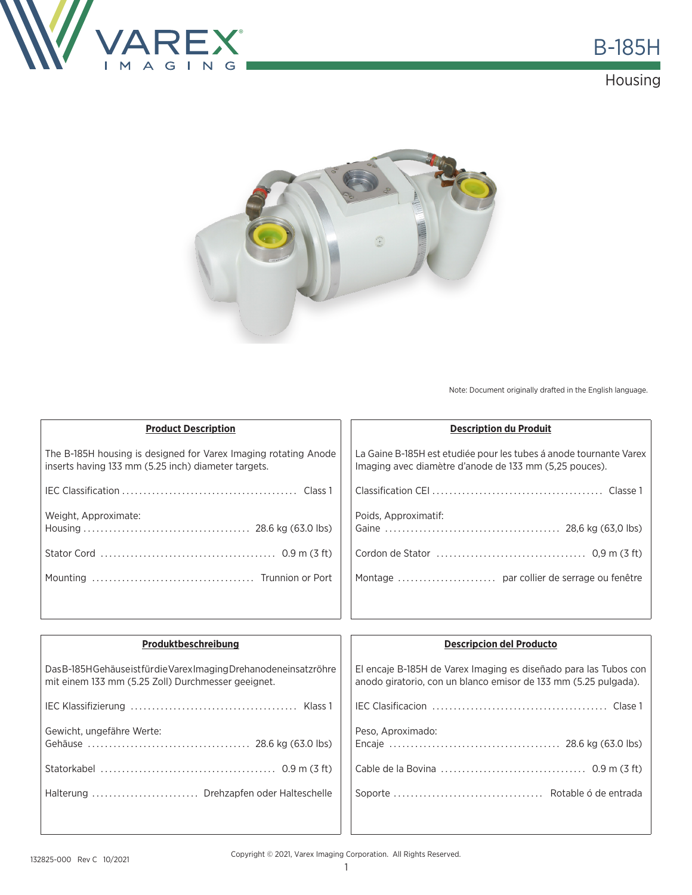# B-185H

## Housing

Note: Document originally drafted in the English language.

### Product Description

The B-185H housing is designed for Varex Imaging rotating Anode inserts having 133 mm (5.25 inch) diameter targets.

IEC Classification ........................................ Class 1

Weight, Approximate:
Housing ...................................... 28.6 kg (63.0 lbs)

Stator Cord ........................................ 0.9 m (3 ft)

Mounting ..................................... Trunnion or Port

### Description du Produit

La Gaine B-185H est etudiée pour les tubes á anode tournante Varex Imaging avec diamètre d'anode de 133 mm (5,25 pouces).

Classification CEI ....................................... Classe 1

Poids, Approximatif:
Gaine ........................................ 28,6 kg (63,0 lbs)

Cordon de Stator .................................. 0,9 m (3 ft)

Montage ....................... par collier de serrage ou fenêtre

### Produktbeschreibung

Das B-185H Gehäuse ist für die Varex Imaging Drehanodeneinsatzröhre mit einem 133 mm (5.25 Zoll) Durchmesser geeignet.

IEC Klassifizierung ...................................... Klass 1

Gewicht, ungefähre Werte:
Gehäuse ..................................... 28.6 kg (63.0 lbs)

Statorkabel ........................................ 0.9 m (3 ft)

Halterung ......................... Drehzapfen oder Halteschelle

### Descripcion del Producto

El encaje B-185H de Varex Imaging es diseñado para las Tubos con anodo giratorio, con un blanco emisor de 133 mm (5.25 pulgada).

IEC Clasificacion ........................................ Clase 1

Peso, Aproximado:
Encaje ....................................... 28.6 kg (63.0 lbs)

Cable de la Bovina ................................. 0.9 m (3 ft)

Soporte .................................. Rotable ó de entrada

132825-000 Rev C 10/2021

Copyright © 2021, Varex Imaging Corporation. All Rights Reserved.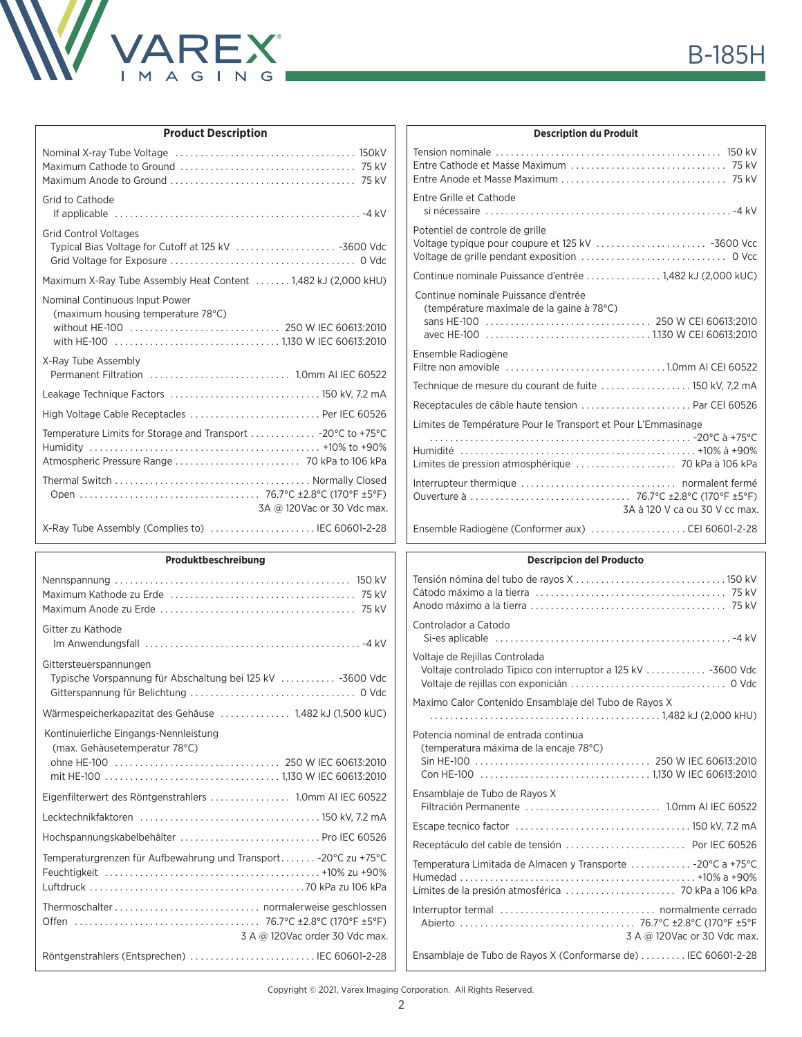## Product Description

| | |
|---|---|
| Nominal X-ray Tube Voltage | 150kV |
| Maximum Cathode to Ground | 75 kV |
| Maximum Anode to Ground | 75 kV |
| Grid to Cathode | |
| If applicable | -4 kV |
| Grid Control Voltages | |
| Typical Bias Voltage for Cutoff at 125 kV | -3600 Vdc |
| Grid Voltage for Exposure | 0 Vdc |
| Maximum X-Ray Tube Assembly Heat Content | 1,482 kJ (2,000 kHU) |
| Nominal Continuous Input Power (maximum housing temperature 78°C) | |
| without HE-100 | 250 W IEC 60613:2010 |
| with HE-100 | 1,130 W IEC 60613:2010 |
| X-Ray Tube Assembly | |
| Permanent Filtration | 1.0mm Al IEC 60522 |
| Leakage Technique Factors | 150 kV, 7.2 mA |
| High Voltage Cable Receptacles | Per IEC 60526 |
| Temperature Limits for Storage and Transport | -20°C to +75°C |
| Humidity | +10% to +90% |
| Atmospheric Pressure Range | 70 kPa to 106 kPa |
| Thermal Switch | Normally Closed |
| Open | 76.7°C ±2.8°C (170°F ±5°F) 3A @ 120Vac or 30 Vdc max. |
| X-Ray Tube Assembly (Complies to) | IEC 60601-2-28 |

## Description du Produit

| | |
|---|---|
| Tension nominale | 150 kV |
| Entre Cathode et Masse Maximum | 75 kV |
| Entre Anode et Masse Maximum | 75 kV |
| Entre Grille et Cathode | |
| si nécessaire | -4 kV |
| Potentiel de controle de grille | |
| Voltage typique pour coupure et 125 kV | -3600 Vcc |
| Voltage de grille pendant exposition | 0 Vcc |
| Continue nominale Puissance d'entrée | 1,482 kJ (2,000 kUC) |
| Continue nominale Puissance d'entrée (température maximale de la gaine à 78°C) | |
| sans HE-100 | 250 W CEI 60613:2010 |
| avec HE-100 | 1.130 W CEI 60613:2010 |
| Ensemble Radiogène | |
| Filtre non amovible | 1.0mm Al CEI 60522 |
| Technique de mesure du courant de fuite | 150 kV, 7,2 mA |
| Receptacules de câble haute tension | Par CEI 60526 |
| Limites de Température Pour le Transport et Pour L'Emmasinage | -20°C à +75°C |
| Humidité | +10% à +90% |
| Limites de pression atmosphérique | 70 kPa à 106 kPa |
| Interrupteur thermique | normalent fermé |
| Ouverture à | 76.7°C ±2.8°C (170°F ±5°F) 3A à 120 V ca ou 30 V cc max. |
| Ensemble Radiogène (Conformer aux) | CEI 60601-2-28 |

## Produktbeschreibung

| | |
|---|---|
| Nennspannung | 150 kV |
| Maximum Kathode zu Erde | 75 kV |
| Maximum Anode zu Erde | 75 kV |
| Gitter zu Kathode | |
| Im Anwendungsfall | -4 kV |
| Gittersteuerspannungen | |
| Typische Vorspannung für Abschaltung bei 125 kV | -3600 Vdc |
| Gitterspannung für Belichtung | 0 Vdc |
| Wärmespeicherkapazitat des Gehäuse | 1,482 kJ (1,500 kUC) |
| Kontinuierliche Eingangs-Nennleistung (max. Gehäusetemperatur 78°C) | |
| ohne HE-100 | 250 W IEC 60613:2010 |
| mit HE-100 | 1,130 W IEC 60613:2010 |
| Eigenfilterwert des Röntgenstrahlers | 1.0mm Al IEC 60522 |
| Lecktechnikfaktoren | 150 kV, 7.2 mA |
| Hochspannungskabelbehälter | Pro IEC 60526 |
| Temperaturgrenzen für Aufbewahrung und Transport | -20°C zu +75°C |
| Feuchtigkeit | +10% zu +90% |
| Luftdruck | 70 kPa zu 106 kPa |
| Thermoschalter | normalerweise geschlossen |
| Offen | 76.7°C ±2.8°C (170°F ±5°F) 3 A @ 120Vac order 30 Vdc max. |
| Röntgenstrahlers (Entsprechen) | IEC 60601-2-28 |

## Descripcion del Producto

| | |
|---|---|
| Tensión nómina del tubo de rayos X | 150 kV |
| Cátodo máximo a la tierra | 75 kV |
| Anodo máximo a la tierra | 75 kV |
| Controlador a Catodo | |
| Si-es aplicable | -4 kV |
| Voltaje de Rejillas Controlada | |
| Voltaje controlado Tipico con interruptor a 125 kV | -3600 Vdc |
| Voltaje de rejillas con exponición | 0 Vdc |
| Maximo Calor Contenido Ensamblaje del Tubo de Rayos X | 1,482 kJ (2,000 kHU) |
| Potencia nominal de entrada continua (temperatura máxima de la encaje 78°C) | |
| Sin HE-100 | 250 W IEC 60613:2010 |
| Con HE-100 | 1,130 W IEC 60613:2010 |
| Ensamblaje de Tubo de Rayos X | |
| Filtración Permanente | 1.0mm Al IEC 60522 |
| Escape tecnico factor | 150 kV, 7.2 mA |
| Receptáculo del cable de tensión | Por IEC 60526 |
| Temperatura Limitada de Almacen y Transporte | -20°C a +75°C |
| Humedad | +10% a +90% |
| Límites de la presión atmosférica | 70 kPa a 106 kPa |
| Interruptor termal | normalmente cerrado |
| Abierto | 76.7°C ±2.8°C (170°F ±5°F 3 A @ 120Vac or 30 Vdc max. |
| Ensamblaje de Tubo de Rayos X (Conformarse de) | IEC 60601-2-28 |

Copyright © 2021, Varex Imaging Corporation. All Rights Reserved.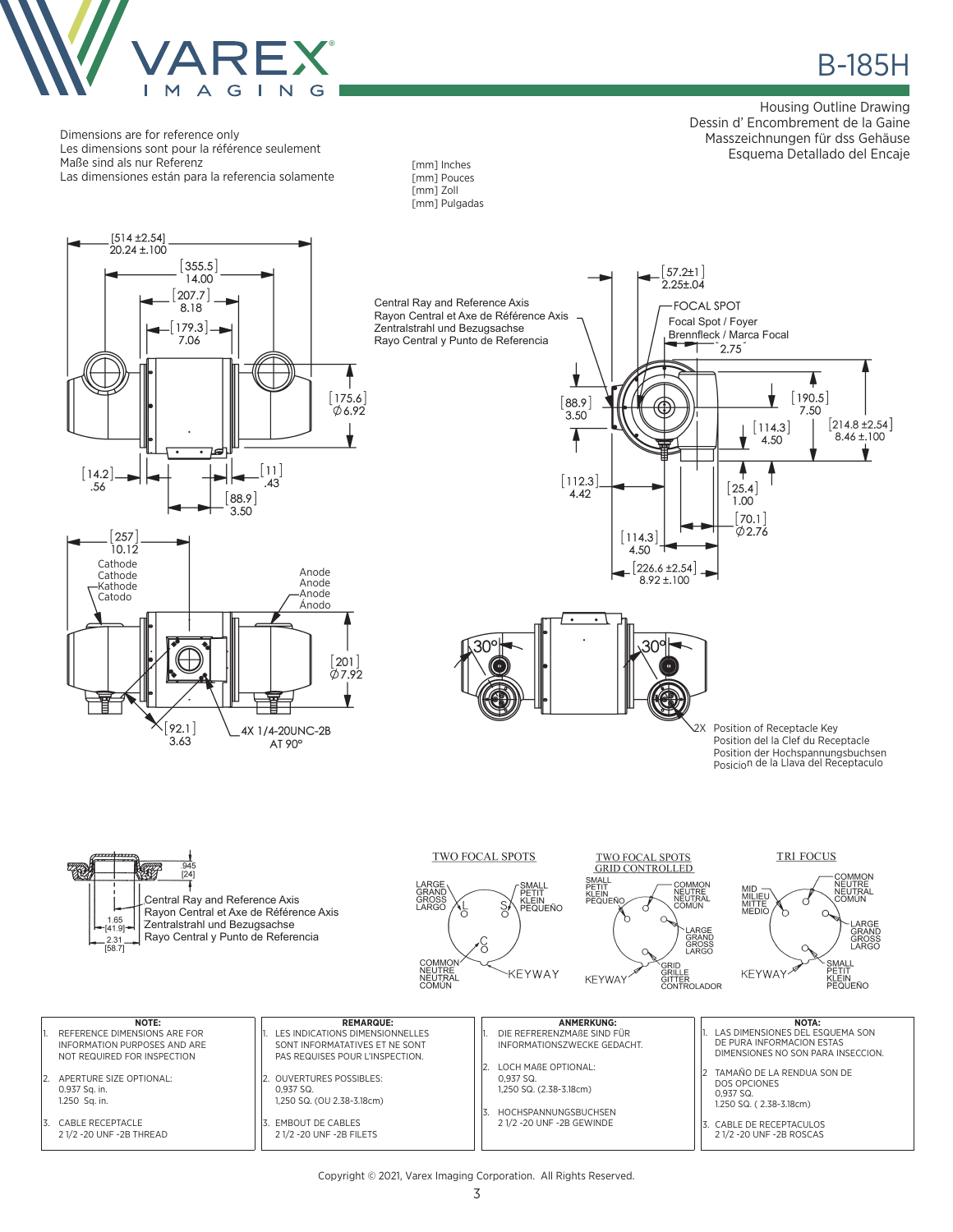# B-185H

Housing Outline Drawing
Dessin d' Encombrement de la Gaine
Masszeichnungen für dss Gehäuse
Esquema Detallado del Encaje

Dimensions are for reference only
Les dimensions sont pour la référence seulement
Maße sind als nur Referenz
Las dimenesiones están para la referencia solamente

[mm] Inches
[mm] Pouces
[mm] Zoll
[mm] Pulgadas

[514 ±2.54] 20.24 ±.100
[355.5] 14.00
[207.7] 8.18
[179.3] 7.06
[175.6] Ø6.92
[14.2] .56
[11] .43
[88.9] 3.50

[257] 10.12

Cathode
Cathode
Kathode
Catodo

Anode
Anode
Anode
Ánodo

[201] Ø7.92
[92.1] 3.63
4X 1/4-20UNC-2B AT 90°

Central Ray and Reference Axis
Rayon Central et Axe de Référence Axis
Zentralstrahl und Bezugsachse
Rayo Central y Punto de Referencia

[57.2±1] 2.25±.04

FOCAL SPOT
Focal Spot / Foyer
Brennfleck / Marca Focal
2.75

[88.9] 3.50
[190.5] 7.50
[114.3] 4.50
[214.8 ±2.54] 8.46 ±.100
[112.3] 4.42
[25.4] 1.00
[70.1] Ø2.76
[114.3] 4.50
[226.6 ±2.54] 8.92 ±.100

30° 30°

2X Position of Receptacle Key
Position del la Clef du Receptacle
Position der Hochspannungsbuchsen
Posicion de la Llava del Receptaculo

.945 [24]
1.65 [41.9]
2.31 [58.7]

Central Ray and Reference Axis
Rayon Central et Axe de Référence Axis
Zentralstrahl und Bezugsachse
Rayo Central y Punto de Referencia

TWO FOCAL SPOTS: LARGE / GRAND / GROSS / LARGO (L); SMALL / PETIT / KLEIN / PEQUEÑO (S); COMMON / NEUTRE / NEUTRAL / COMÚN (C); KEYWAY

TWO FOCAL SPOTS GRID CONTROLLED: SMALL / PETIT / KLEIN / PEQUEÑO; COMMON / NEUTRE / NEUTRAL / COMÚN; LARGE / GRAND / GROSS / LARGO; GRID / GRILLE / GITTER / CONTROLADOR; KEYWAY

TRI FOCUS: MID / MILIEU / MITTE / MEDIO; COMMON / NEUTRE / NEUTRAL / COMÚN; LARGE / GRAND / GROSS / LARGO; SMALL / PETIT / KLEIN / PEQUEÑO; KEYWAY

| NOTE: | REMARQUE: | ANMERKUNG: | NOTA: |
|---|---|---|---|
| 1. REFERENCE DIMENSIONS ARE FOR INFORMATION PURPOSES AND ARE NOT REQUIRED FOR INSPECTION<br>2. APERTURE SIZE OPTIONAL: 0.937 Sq. in. 1.250 Sq. in.<br>3. CABLE RECEPTACLE 2 1/2 -20 UNF -2B THREAD | 1. LES INDICATIONS DIMENSIONNELLES SONT INFORMATATIVES ET NE SONT PAS REQUISES POUR L'INSPECTION.<br>2. OUVERTURES POSSIBLES: 0,937 SQ. 1,250 SQ. (OU 2.38-3.18cm)<br>3. EMBOUT DE CABLES 2 1/2 -20 UNF -2B FILETS | 1. DIE REFRERENZMAßE SIND FÜR INFORMATIONSZWECKE GEDACHT.<br>2. LOCH MAßE OPTIONAL: 0,937 SQ. 1,250 SQ. (2.38-3.18cm)<br>3. HOCHSPANNUNGSBUCHSEN 2 1/2 -20 UNF -2B GEWINDE | 1. LAS DIMENSIONES DEL ESQUEMA SON DE PURA INFORMACION ESTAS DIMENSIONES NO SON PARA INSECCION.<br>2 TAMAÑO DE LA RENDUA SON DE DOS OPCIONES 0,937 SQ. 1.250 SQ. ( 2.38-3.18cm)<br>3. CABLE DE RECEPTACULOS 2 1/2 -20 UNF -2B ROSCAS |

Copyright © 2021, Varex Imaging Corporation. All Rights Reserved.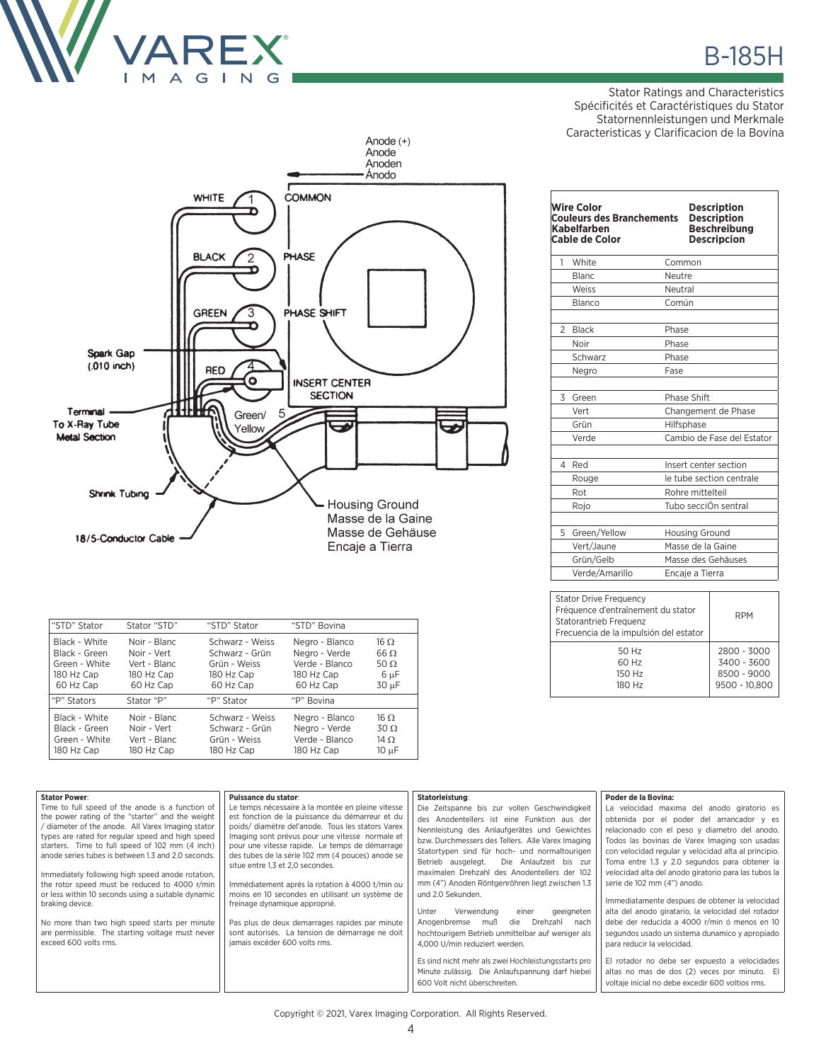# B-185H

Stator Ratings and Characteristics
Spécificités et Caractéristiques du Stator
Statornennleistungen und Merkmale
Caracteristicas y Clarificacion de la Bovina

Anode (+)
Anode
Anoden
Ánodo

WHITE 1 COMMON

BLACK 2 PHASE

GREEN 3 PHASE SHIFT

RED 4 INSERT CENTER SECTION

Spark Gap (.010 inch)

Terminal To X-Ray Tube Metal Section

Green/ Yellow 5

Shrink Tubing

18/5-Conductor Cable

Housing Ground
Masse de la Gaine
Masse de Gehäuse
Encaje a Tierra

| | Wire Color / Couleurs des Branchements / Kabelfarben / Cable de Color | Description / Description / Beschreibung / Descripcion |
|---|---|---|
| 1 | White | Common |
| | Blanc | Neutre |
| | Weiss | Neutral |
| | Blanco | Común |
| 2 | Black | Phase |
| | Noir | Phase |
| | Schwarz | Phase |
| | Negro | Fase |
| 3 | Green | Phase Shift |
| | Vert | Changement de Phase |
| | Grün | Hilfsphase |
| | Verde | Cambio de Fase del Estator |
| 4 | Red | Insert center section |
| | Rouge | le tube section centrale |
| | Rot | Rohre mittelteil |
| | Rojo | Tubo secciÓn sentral |
| 5 | Green/Yellow | Housing Ground |
| | Vert/Jaune | Masse de la Gaine |
| | Grün/Gelb | Masse des Gehäuses |
| | Verde/Amarillo | Encaje a Tierra |

| Stator Drive Frequency / Fréquence d'entraînement du stator / Statorantrieb Frequenz / Frecuencia de la impulsión del estator | RPM |
|---|---|
| 50 Hz | 2800 - 3000 |
| 60 Hz | 3400 - 3600 |
| 150 Hz | 8500 - 9000 |
| 180 Hz | 9500 - 10,800 |

| "STD" Stator | Stator "STD" | "STD" Stator | "STD" Bovina | |
|---|---|---|---|---|
| Black - White | Noir - Blanc | Schwarz - Weiss | Negro - Blanco | 16 Ω |
| Black - Green | Noir - Vert | Schwarz - Grün | Negro - Verde | 66 Ω |
| Green - White | Vert - Blanc | Grün - Weiss | Verde - Blanco | 50 Ω |
| 180 Hz Cap | 180 Hz Cap | 180 Hz Cap | 180 Hz Cap | 6 µF |
| 60 Hz Cap | 60 Hz Cap | 60 Hz Cap | 60 Hz Cap | 30 µF |
| **"P" Stators** | **Stator "P"** | **"P" Stator** | **"P" Bovina** | |
| Black - White | Noir - Blanc | Schwarz - Weiss | Negro - Blanco | 16 Ω |
| Black - Green | Noir - Vert | Schwarz - Grün | Negro - Verde | 30 Ω |
| Green - White | Vert - Blanc | Grün - Weiss | Verde - Blanco | 14 Ω |
| 180 Hz Cap | 180 Hz Cap | 180 Hz Cap | 180 Hz Cap | 10 µF |

**Stator Power**:
Time to full speed of the anode is a function of the power rating of the "starter" and the weight / diameter of the anode. All Varex Imaging stator types are rated for regular speed and high speed starters. Time to full speed of 102 mm (4 inch) anode series tubes is between 1.3 and 2.0 seconds.

Immediately following high speed anode rotation, the rotor speed must be reduced to 4000 r/min or less within 10 seconds using a suitable dynamic braking device.

No more than two high speed starts per minute are permissible. The starting voltage must never exceed 600 volts rms.

**Puissance du stator**:
Le temps nécessaire à la montée en pleine vitesse est fonction de la puissance du démarreur et du poids/ diamétre del'anode. Tous les stators Varex Imaging sont prévus pour une vitesse normale et pour une vitesse rapide. Le temps de démarrage des tubes de la série 102 mm (4 pouces) anode se situe entre 1,3 et 2,0 secondes.

Immédiatement aprés la rotation à 4000 t/min ou moins en 10 secondes en utilisant un système de freinage dynamique approprié.

Pas plus de deux demarrages rapides par minute sont autorisés. La tension de démarrage ne doit jamais excéder 600 volts rms.

**Statorleistung**:
Die Zeitspanne bis zur vollen Geschwindigkeit des Anodentellers ist eine Funktion aus der Nennleistung des Anlaufgerätes und Gewichtes bzw. Durchmessers des Tellers. Alle Varex Imaging Statortypen sind für hoch- und normaltourigen Betrieb ausgelegt. Die Anlaufzeit bis zur maximalen Drehzahl des Anodentellers der 102 mm (4") Anoden Röntgenröhren liegt zwischen 1.3 und 2.0 Sekunden.

Unter Verwendung einer geeigneten Anogenbremse muß die Drehzahl nach hochtourigem Betrieb unmittelbar auf weniger als 4,000 U/min reduziert werden.

Es sind nicht mehr als zwei Hochleistungsstarts pro Minute zulässig. Die Anlaufspannung darf hiebei 600 Volt nicht überschreiten.

**Poder de la Bovina:**
La velocidad maxima del anodo giratorio es obtenida por el poder del arrancador y es relacionado con el peso y diametro del anodo. Todos las bovinas de Varex Imaging son usadas con velocidad regular y velocidad alta al principio. Toma entre 1.3 y 2.0 segundos para obtener la velocidad alta del anodo giratorio para los tubos la serie de 102 mm (4") anodo.

Immediatamente despues de obtener la velocidad alta del anodo giratario, la velocidad del rotador debe ser reducida a 4000 r/min ó menos en 10 segundos usado un sistema dunamico y apropiado para reducir la velocidad.

El rotador no debe ser expuesto a velocidades altas no mas de dos (2) veces por minuto. El voltaje inicial no debe excedir 600 voltios rms.

Copyright © 2021, Varex Imaging Corporation. All Rights Reserved.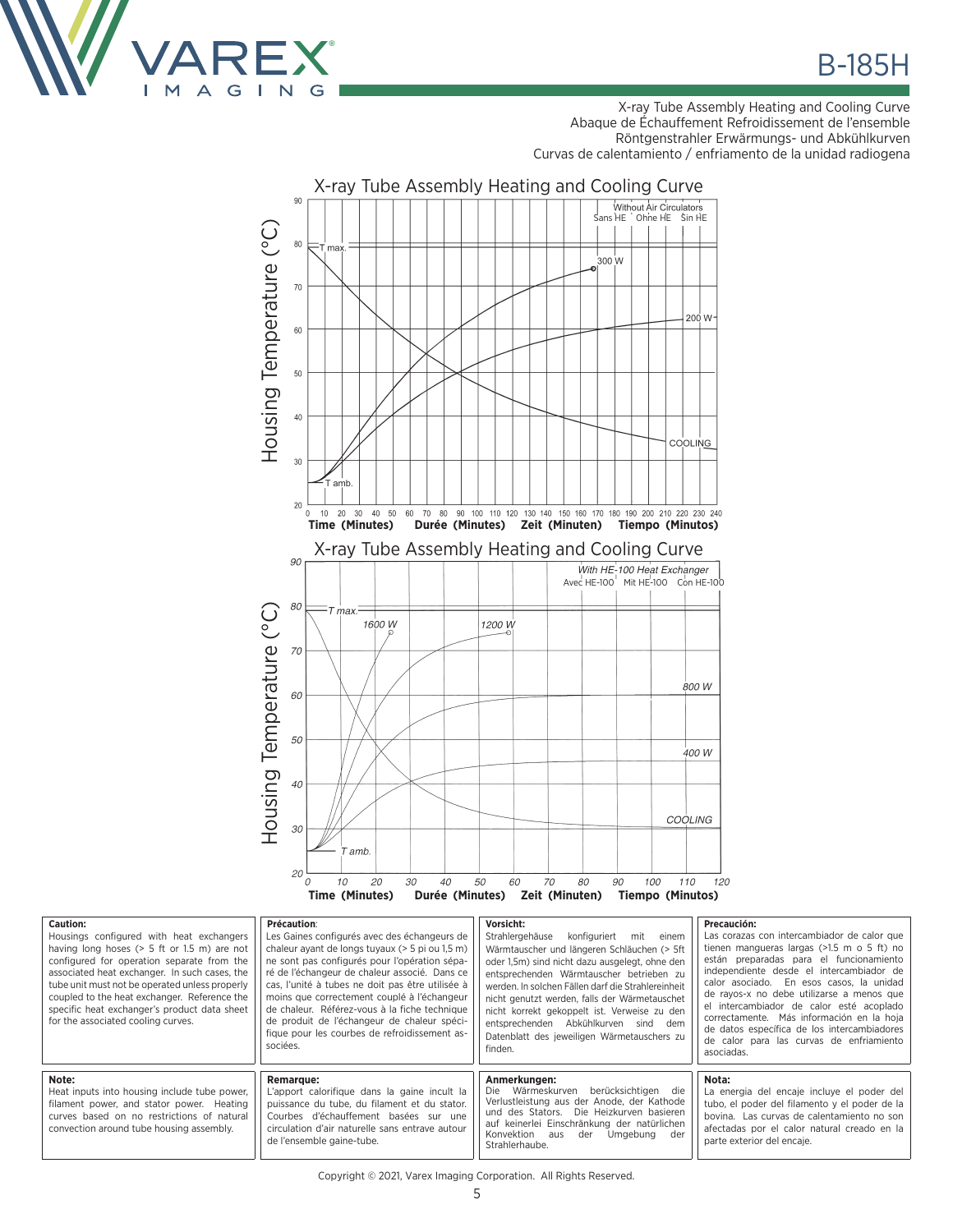# B-185H

X-ray Tube Assembly Heating and Cooling Curve
Abaque de Échauffement Refroidissement de l'ensemble
Röntgenstrahler Erwärmungs- und Abkühlkurven
Curvas de calentamiento / enfriamento de la unidad radiogena

## X-ray Tube Assembly Heating and Cooling Curve

Without Air Circulators
Sans HE Ohne HE Sin HE

Housing Temperature (°C)

T max. — 300 W — 200 W — COOLING — T amb.

Time (Minutes) Durée (Minutes) Zeit (Minuten) Tiempo (Minutos)

## X-ray Tube Assembly Heating and Cooling Curve

*With HE-100 Heat Exchanger*
Avec HE-100 Mit HE-100 Con HE-100

Housing Temperature (°C)

T max. — 1600 W — 1200 W — 800 W — 400 W — COOLING — T amb.

Time (Minutes) Durée (Minutes) Zeit (Minuten) Tiempo (Minutos)

**Caution:**
Housings configured with heat exchangers having long hoses (> 5 ft or 1.5 m) are not configured for operation separate from the associated heat exchanger. In such cases, the tube unit must not be operated unless properly coupled to the heat exchanger. Reference the specific heat exchanger's product data sheet for the associated cooling curves.

**Précaution**:
Les Gaines configurés avec des échangeurs de chaleur ayant de longs tuyaux (> 5 pi ou 1,5 m) ne sont pas configurés pour l'opération séparé de l'échangeur de chaleur associé. Dans ce cas, l'unité à tubes ne doit pas être utilisée à moins que correctement couplé à l'échangeur de chaleur. Référez-vous à la fiche technique de produit de l'échangeur de chaleur spécifique pour les courbes de refroidissement associées.

**Vorsicht:**
Strahlergehäuse konfiguriert mit einem Wärmtauscher und längeren Schläuchen (> 5ft oder 1,5m) sind nicht dazu ausgelegt, ohne den entsprechenden Wärmtauscher betrieben zu werden. In solchen Fällen darf die Strahlereinheit nicht genutzt werden, falls der Wärmetauschet nicht korrekt gekoppelt ist. Verweise zu den entsprechenden Abkühlkurven sind dem Datenblatt des jeweiligen Wärmetauschers zu finden.

**Precaución:**
Las corazas con intercambiador de calor que tienen mangueras largas (>1.5 m o 5 ft) no están preparadas para el funcionamiento independiente desde el intercambiador de calor asociado. En esos casos, la unidad de rayos-x no debe utilizarse a menos que el intercambiador de calor esté acoplado correctamente. Más información en la hoja de datos específica de los intercambiadores de calor para las curvas de enfriamiento asociadas.

**Note:**
Heat inputs into housing include tube power, filament power, and stator power. Heating curves based on no restrictions of natural convection around tube housing assembly.

**Remarque:**
L'apport calorifique dans la gaine incult la puissance du tube, du filament et du stator. Courbes d'échauffement basées sur une circulation d'air naturelle sans entrave autour de l'ensemble gaine-tube.

**Anmerkungen:**
Die Wärmeskurven berücksichtigen die Verlustleistung aus der Anode, der Kathode und des Stators. Die Heizkurven basieren auf keinerlei Einschränkung der natürlichen Konvektion aus der Umgebung der Strahlerhaube.

**Nota:**
La energia del encaje incluye el poder del tubo, el poder del filamento y el poder de la bovina. Las curvas de calentamiento no son afectadas por el calor natural creado en la parte exterior del encaje.

Copyright © 2021, Varex Imaging Corporation. All Rights Reserved.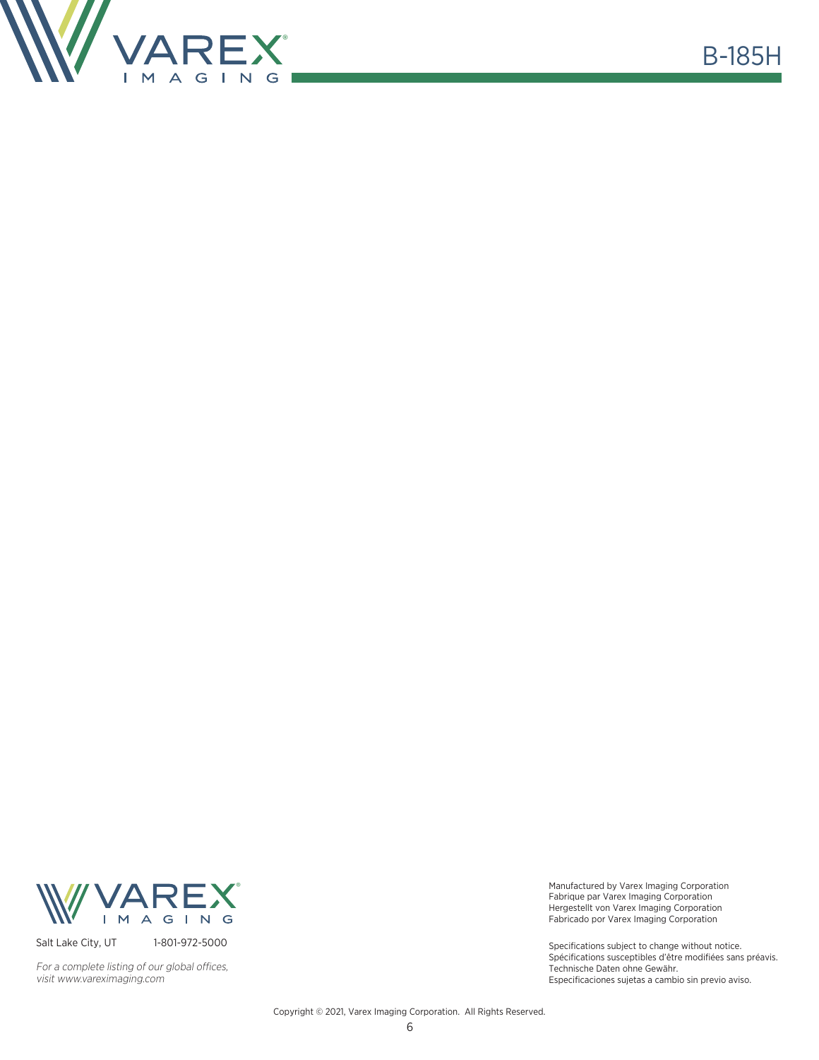VAREX IMAGING

Salt Lake City, UT 1-801-972-5000

*For a complete listing of our global offices, visit www.vareximaging.com*

Manufactured by Varex Imaging Corporation
Fabrique par Varex Imaging Corporation
Hergestellt von Varex Imaging Corporation
Fabricado por Varex Imaging Corporation

Specifications subject to change without notice.
Spécifications susceptibles d'être modifiées sans préavis.
Technische Daten ohne Gewähr.
Especificaciones sujetas a cambio sin previo aviso.

Copyright © 2021, Varex Imaging Corporation. All Rights Reserved.